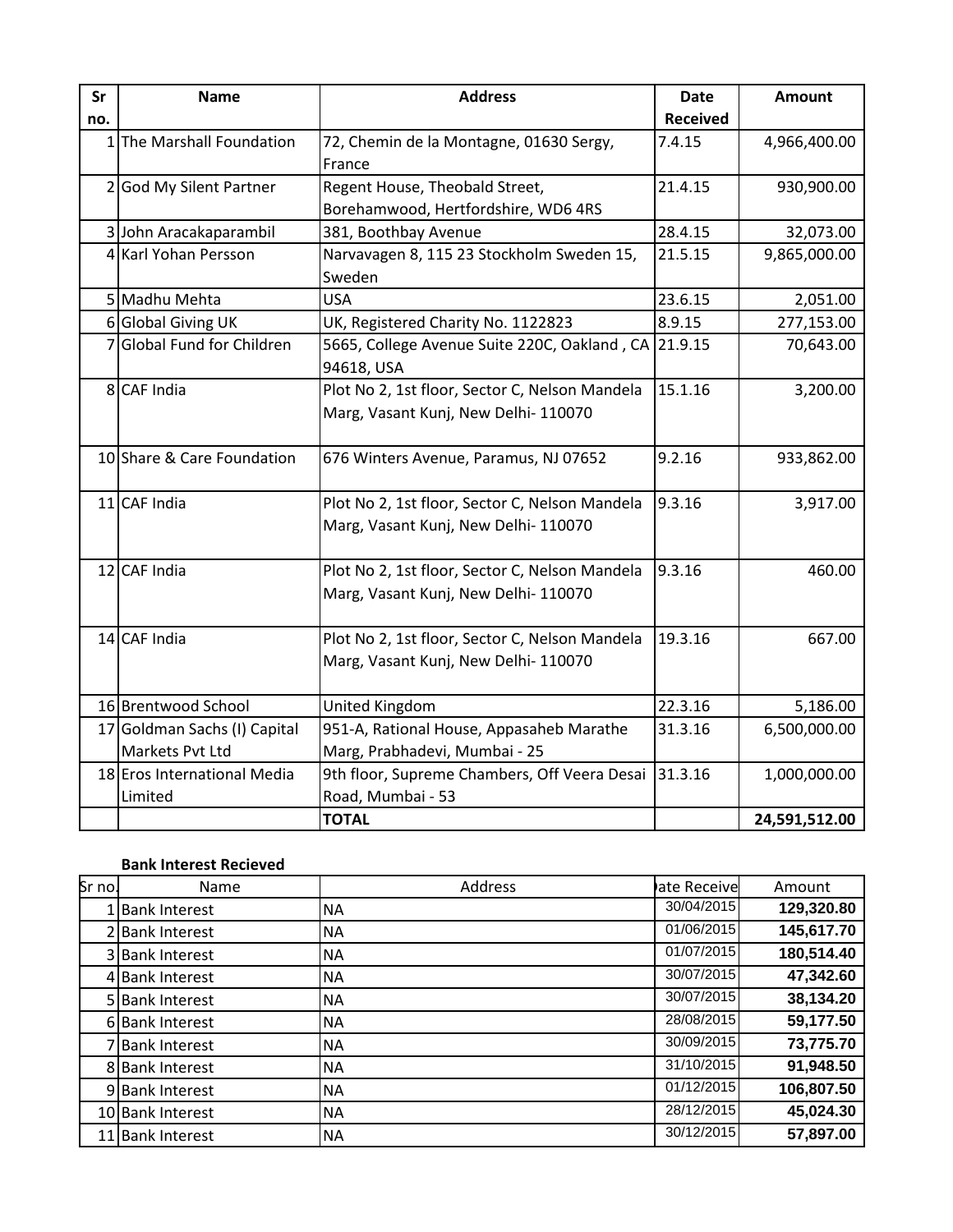| Sr no. | Name | Address | Date Received | Amount |
|---|---|---|---|---|
| 1 | The Marshall Foundation | 72, Chemin de la Montagne, 01630 Sergy, France | 7.4.15 | 4,966,400.00 |
| 2 | God My Silent Partner | Regent House, Theobald Street, Borehamwood, Hertfordshire, WD6 4RS | 21.4.15 | 930,900.00 |
| 3 | John Aracakaparambil | 381, Boothbay Avenue | 28.4.15 | 32,073.00 |
| 4 | Karl Yohan Persson | Narvavagen 8, 115 23 Stockholm Sweden 15, Sweden | 21.5.15 | 9,865,000.00 |
| 5 | Madhu Mehta | USA | 23.6.15 | 2,051.00 |
| 6 | Global Giving UK | UK, Registered Charity No. 1122823 | 8.9.15 | 277,153.00 |
| 7 | Global Fund for Children | 5665, College Avenue Suite 220C, Oakland , CA 94618, USA | 21.9.15 | 70,643.00 |
| 8 | CAF India | Plot No 2, 1st floor, Sector C, Nelson Mandela Marg, Vasant Kunj, New Delhi- 110070 | 15.1.16 | 3,200.00 |
| 10 | Share & Care Foundation | 676 Winters Avenue, Paramus, NJ 07652 | 9.2.16 | 933,862.00 |
| 11 | CAF India | Plot No 2, 1st floor, Sector C, Nelson Mandela Marg, Vasant Kunj, New Delhi- 110070 | 9.3.16 | 3,917.00 |
| 12 | CAF India | Plot No 2, 1st floor, Sector C, Nelson Mandela Marg, Vasant Kunj, New Delhi- 110070 | 9.3.16 | 460.00 |
| 14 | CAF India | Plot No 2, 1st floor, Sector C, Nelson Mandela Marg, Vasant Kunj, New Delhi- 110070 | 19.3.16 | 667.00 |
| 16 | Brentwood School | United Kingdom | 22.3.16 | 5,186.00 |
| 17 | Goldman Sachs (I) Capital Markets Pvt Ltd | 951-A, Rational House, Appasaheb Marathe Marg, Prabhadevi, Mumbai - 25 | 31.3.16 | 6,500,000.00 |
| 18 | Eros International Media Limited | 9th floor, Supreme Chambers, Off Veera Desai Road, Mumbai - 53 | 31.3.16 | 1,000,000.00 |
| | | **TOTAL** | | **24,591,512.00** |

**Bank Interest Recieved**

| Sr no. | Name | Address | Date Received | Amount |
|---|---|---|---|---|
| 1 | Bank Interest | NA | 30/04/2015 | **129,320.80** |
| 2 | Bank Interest | NA | 01/06/2015 | **145,617.70** |
| 3 | Bank Interest | NA | 01/07/2015 | **180,514.40** |
| 4 | Bank Interest | NA | 30/07/2015 | **47,342.60** |
| 5 | Bank Interest | NA | 30/07/2015 | **38,134.20** |
| 6 | Bank Interest | NA | 28/08/2015 | **59,177.50** |
| 7 | Bank Interest | NA | 30/09/2015 | **73,775.70** |
| 8 | Bank Interest | NA | 31/10/2015 | **91,948.50** |
| 9 | Bank Interest | NA | 01/12/2015 | **106,807.50** |
| 10 | Bank Interest | NA | 28/12/2015 | **45,024.30** |
| 11 | Bank Interest | NA | 30/12/2015 | **57,897.00** |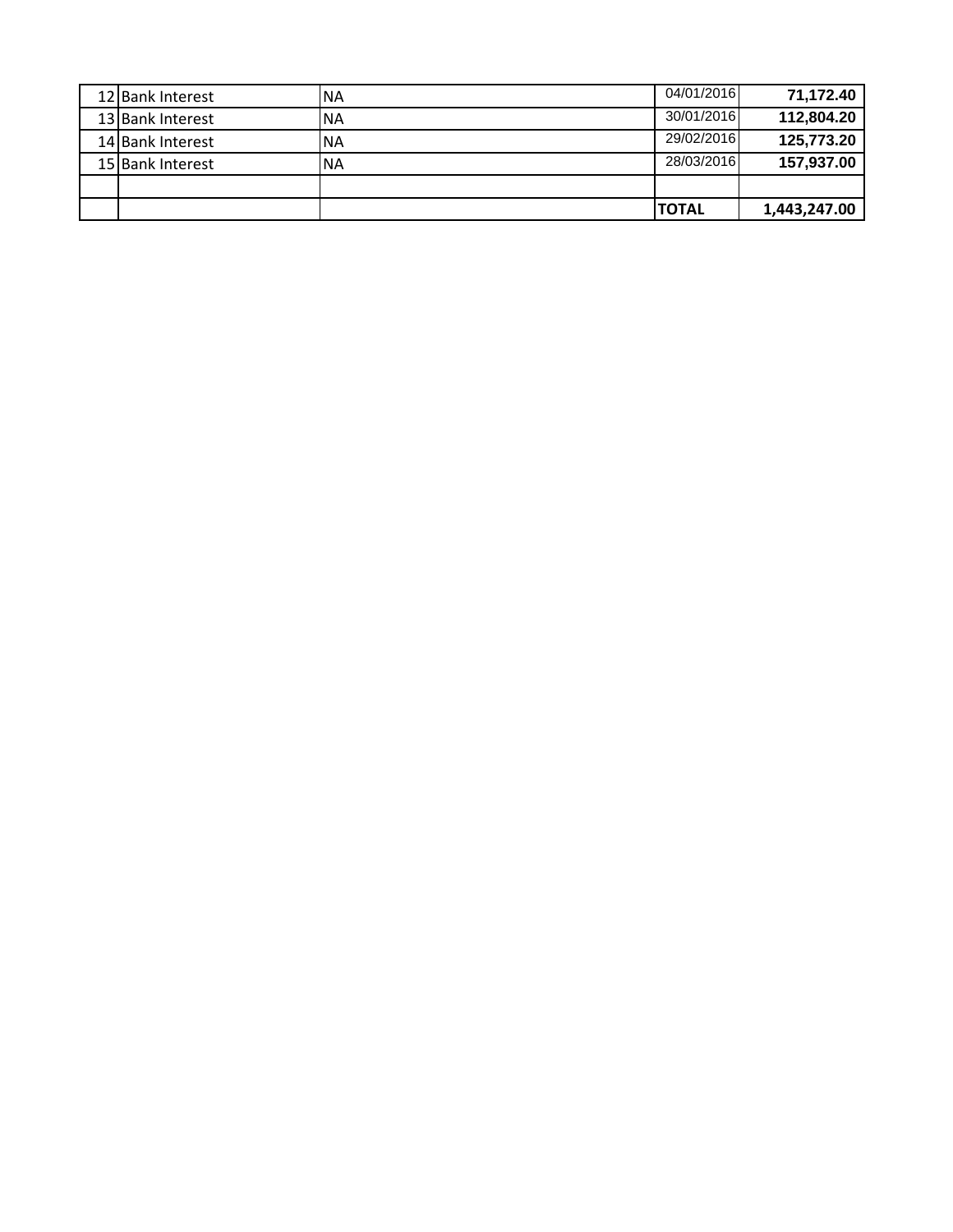| | | | | |
|---|---|---|---|---|
| 12 | Bank Interest | NA | 04/01/2016 | **71,172.40** |
| 13 | Bank Interest | NA | 30/01/2016 | **112,804.20** |
| 14 | Bank Interest | NA | 29/02/2016 | **125,773.20** |
| 15 | Bank Interest | NA | 28/03/2016 | **157,937.00** |
| | | | | |
| | | | **TOTAL** | **1,443,247.00** |